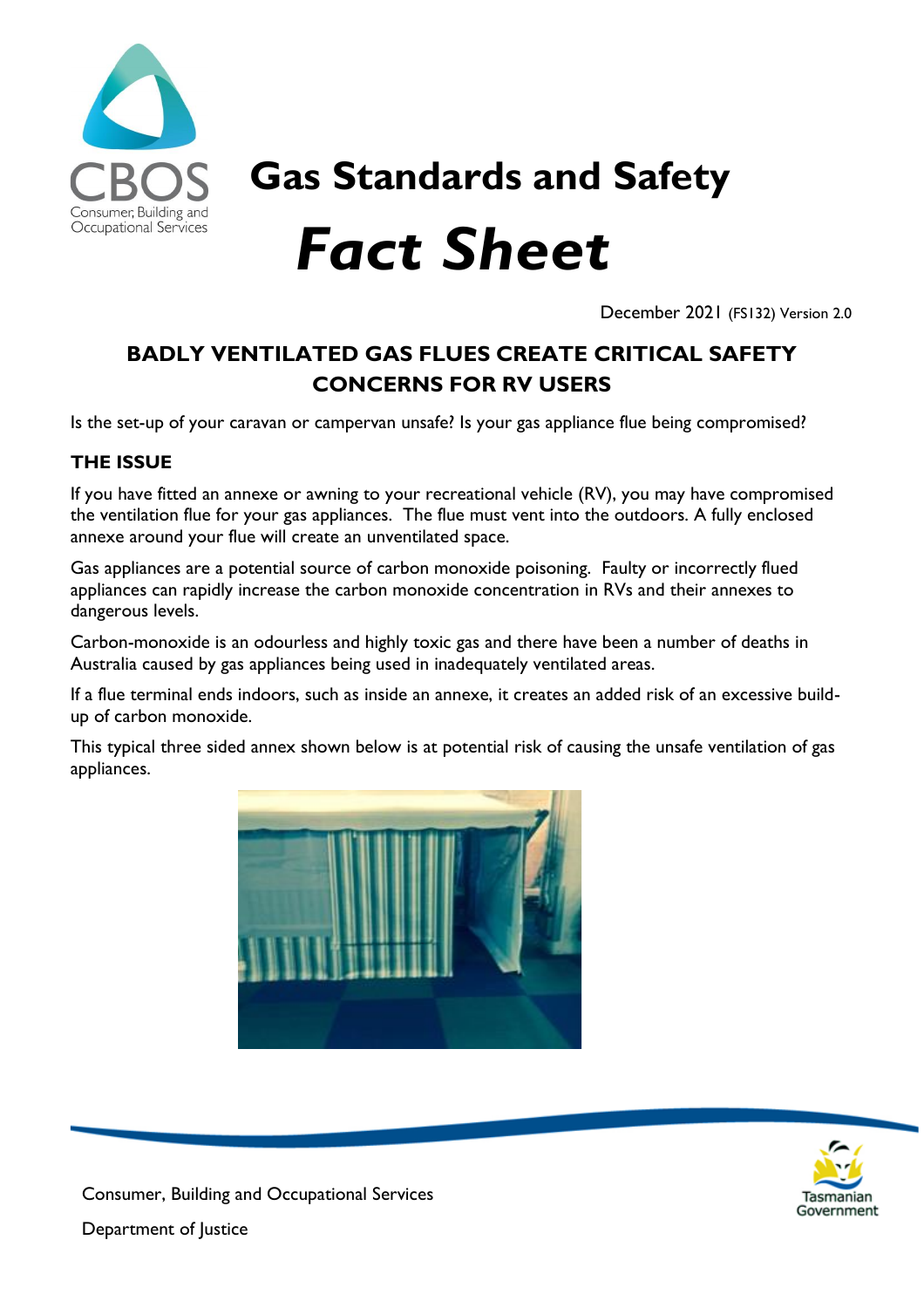# Gas Standards and Safety

# *Fact Sheet*

December 2021 (FS132) Version 2.0

## BADLY VENTILATED GAS FLUES CREATE CRITICAL SAFETY CONCERNS FOR RV USERS

Is the set-up of your caravan or campervan unsafe? Is your gas appliance flue being compromised?

### THE ISSUE

If you have fitted an annexe or awning to your recreational vehicle (RV), you may have compromised the ventilation flue for your gas appliances. The flue must vent into the outdoors. A fully enclosed annexe around your flue will create an unventilated space.

Gas appliances are a potential source of carbon monoxide poisoning. Faulty or incorrectly flued appliances can rapidly increase the carbon monoxide concentration in RVs and their annexes to dangerous levels.

Carbon-monoxide is an odourless and highly toxic gas and there have been a number of deaths in Australia caused by gas appliances being used in inadequately ventilated areas.

If a flue terminal ends indoors, such as inside an annexe, it creates an added risk of an excessive build-up of carbon monoxide.

This typical three sided annex shown below is at potential risk of causing the unsafe ventilation of gas appliances.

Consumer, Building and Occupational Services

Department of Justice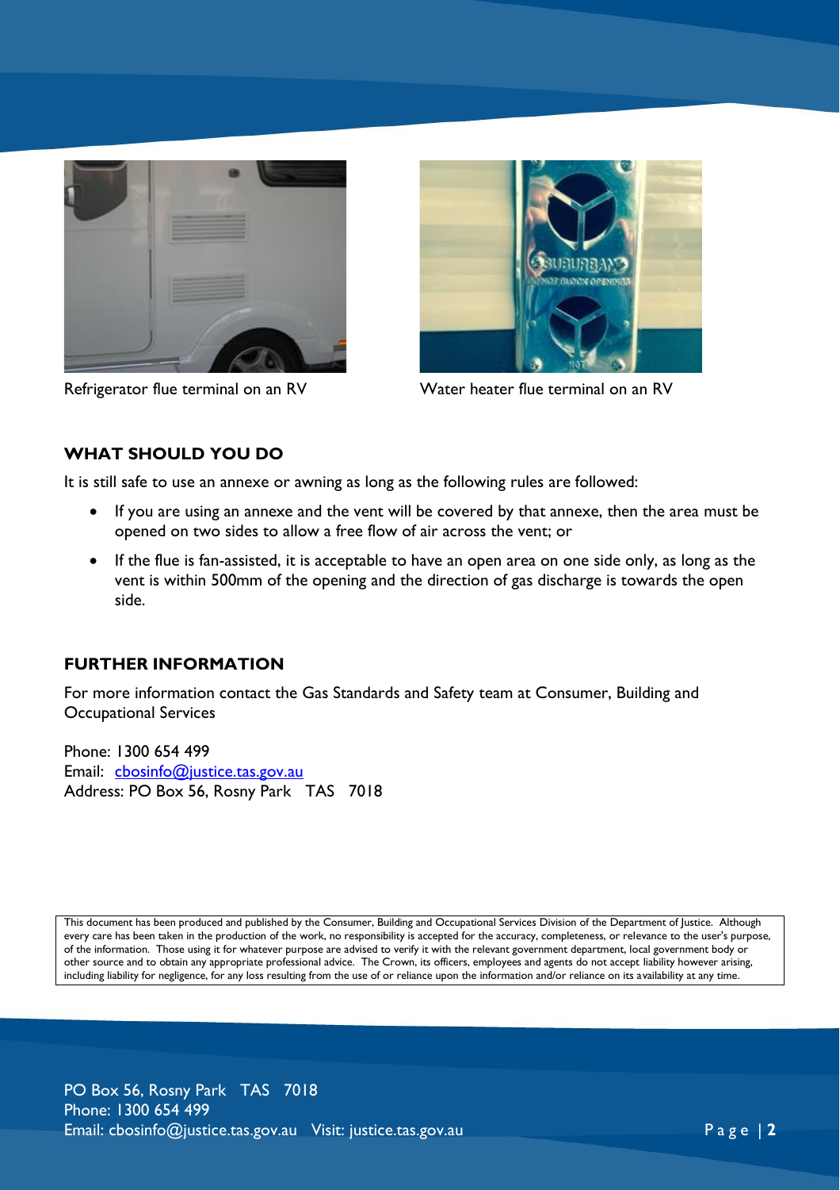Refrigerator flue terminal on an RV

Water heater flue terminal on an RV

## WHAT SHOULD YOU DO

It is still safe to use an annexe or awning as long as the following rules are followed:

- If you are using an annexe and the vent will be covered by that annexe, then the area must be opened on two sides to allow a free flow of air across the vent; or
- If the flue is fan-assisted, it is acceptable to have an open area on one side only, as long as the vent is within 500mm of the opening and the direction of gas discharge is towards the open side.

## FURTHER INFORMATION

For more information contact the Gas Standards and Safety team at Consumer, Building and Occupational Services

Phone: 1300 654 499
Email: cbosinfo@justice.tas.gov.au
Address: PO Box 56, Rosny Park TAS 7018

This document has been produced and published by the Consumer, Building and Occupational Services Division of the Department of Justice. Although every care has been taken in the production of the work, no responsibility is accepted for the accuracy, completeness, or relevance to the user's purpose, of the information. Those using it for whatever purpose are advised to verify it with the relevant government department, local government body or other source and to obtain any appropriate professional advice. The Crown, its officers, employees and agents do not accept liability however arising, including liability for negligence, for any loss resulting from the use of or reliance upon the information and/or reliance on its availability at any time.